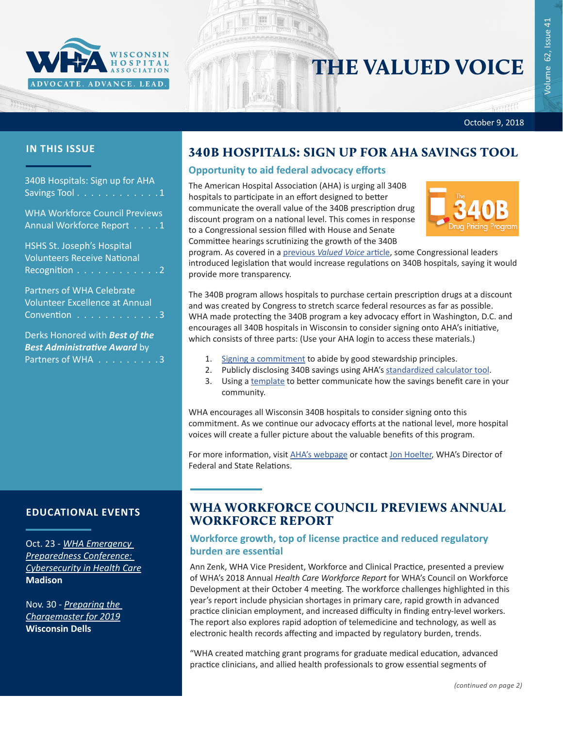# THE VALUED VOICE

October 9, 2018

## IN THIS ISSUE

340B Hospitals: Sign up for AHA Savings Tool . . . . . . . . . . . . 1

WHA Workforce Council Previews Annual Workforce Report . . . . 1

HSHS St. Joseph's Hospital Volunteers Receive National Recognition . . . . . . . . . . . . 2

Partners of WHA Celebrate Volunteer Excellence at Annual Convention . . . . . . . . . . . . 3

Derks Honored with ***Best of the Best Administrative Award*** by Partners of WHA . . . . . . . . . 3

## EDUCATIONAL EVENTS

Oct. 23 - *WHA Emergency Preparedness Conference: Cybersecurity in Health Care*
**Madison**

Nov. 30 - *Preparing the Chargemaster for 2019*
**Wisconsin Dells**

## 340B HOSPITALS: SIGN UP FOR AHA SAVINGS TOOL

### Opportunity to aid federal advocacy efforts

The American Hospital Association (AHA) is urging all 340B hospitals to participate in an effort designed to better communicate the overall value of the 340B prescription drug discount program on a national level. This comes in response to a Congressional session filled with House and Senate Committee hearings scrutinizing the growth of the 340B program. As covered in a previous *Valued Voice* article, some Congressional leaders introduced legislation that would increase regulations on 340B hospitals, saying it would provide more transparency.

The 340B program allows hospitals to purchase certain prescription drugs at a discount and was created by Congress to stretch scarce federal resources as far as possible. WHA made protecting the 340B program a key advocacy effort in Washington, D.C. and encourages all 340B hospitals in Wisconsin to consider signing onto AHA's initiative, which consists of three parts: (Use your AHA login to access these materials.)

1. Signing a commitment to abide by good stewardship principles.
2. Publicly disclosing 340B savings using AHA's standardized calculator tool.
3. Using a template to better communicate how the savings benefit care in your community.

WHA encourages all Wisconsin 340B hospitals to consider signing onto this commitment. As we continue our advocacy efforts at the national level, more hospital voices will create a fuller picture about the valuable benefits of this program.

For more information, visit AHA's webpage or contact Jon Hoelter, WHA's Director of Federal and State Relations.

## WHA WORKFORCE COUNCIL PREVIEWS ANNUAL WORKFORCE REPORT

### Workforce growth, top of license practice and reduced regulatory burden are essential

Ann Zenk, WHA Vice President, Workforce and Clinical Practice, presented a preview of WHA's 2018 Annual *Health Care Workforce Report* for WHA's Council on Workforce Development at their October 4 meeting. The workforce challenges highlighted in this year's report include physician shortages in primary care, rapid growth in advanced practice clinician employment, and increased difficulty in finding entry-level workers. The report also explores rapid adoption of telemedicine and technology, as well as electronic health records affecting and impacted by regulatory burden, trends.

"WHA created matching grant programs for graduate medical education, advanced practice clinicians, and allied health professionals to grow essential segments of

*(continued on page 2)*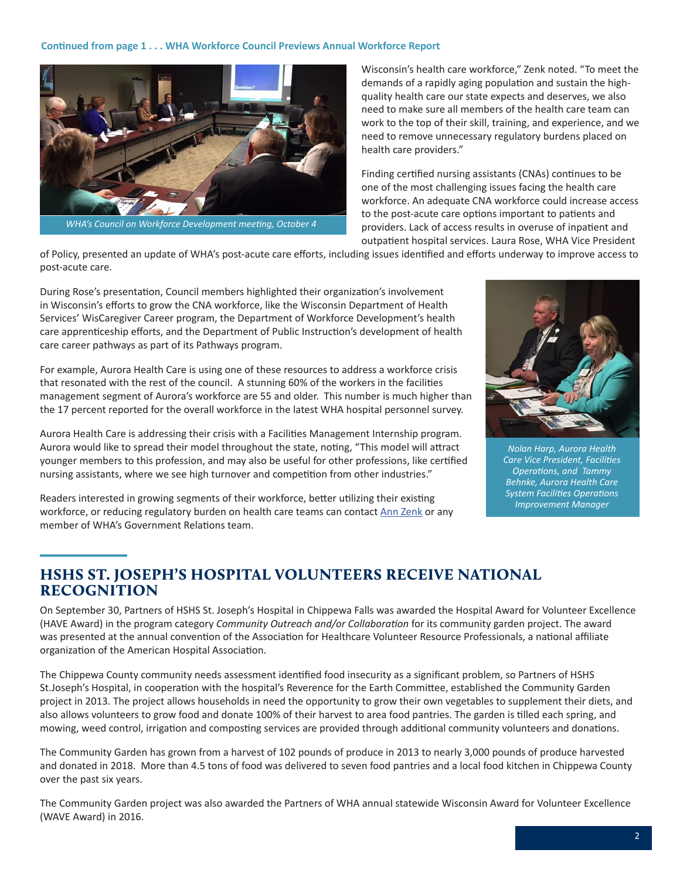**Continued from page 1 . . . WHA Workforce Council Previews Annual Workforce Report**

*WHA's Council on Workforce Development meeting, October 4*

Wisconsin's health care workforce," Zenk noted. "To meet the demands of a rapidly aging population and sustain the high-quality health care our state expects and deserves, we also need to make sure all members of the health care team can work to the top of their skill, training, and experience, and we need to remove unnecessary regulatory burdens placed on health care providers."

Finding certified nursing assistants (CNAs) continues to be one of the most challenging issues facing the health care workforce. An adequate CNA workforce could increase access to the post-acute care options important to patients and providers. Lack of access results in overuse of inpatient and outpatient hospital services. Laura Rose, WHA Vice President of Policy, presented an update of WHA's post-acute care efforts, including issues identified and efforts underway to improve access to post-acute care.

During Rose's presentation, Council members highlighted their organization's involvement in Wisconsin's efforts to grow the CNA workforce, like the Wisconsin Department of Health Services' WisCaregiver Career program, the Department of Workforce Development's health care apprenticeship efforts, and the Department of Public Instruction's development of health care career pathways as part of its Pathways program.

For example, Aurora Health Care is using one of these resources to address a workforce crisis that resonated with the rest of the council. A stunning 60% of the workers in the facilities management segment of Aurora's workforce are 55 and older. This number is much higher than the 17 percent reported for the overall workforce in the latest WHA hospital personnel survey.

Aurora Health Care is addressing their crisis with a Facilities Management Internship program. Aurora would like to spread their model throughout the state, noting, "This model will attract younger members to this profession, and may also be useful for other professions, like certified nursing assistants, where we see high turnover and competition from other industries."

Readers interested in growing segments of their workforce, better utilizing their existing workforce, or reducing regulatory burden on health care teams can contact [Ann Zenk] or any member of WHA's Government Relations team.

*Nolan Harp, Aurora Health Care Vice President, Facilities Operations, and Tammy Behnke, Aurora Health Care System Facilities Operations Improvement Manager*

## HSHS ST. JOSEPH'S HOSPITAL VOLUNTEERS RECEIVE NATIONAL RECOGNITION

On September 30, Partners of HSHS St. Joseph's Hospital in Chippewa Falls was awarded the Hospital Award for Volunteer Excellence (HAVE Award) in the program category *Community Outreach and/or Collaboration* for its community garden project. The award was presented at the annual convention of the Association for Healthcare Volunteer Resource Professionals, a national affiliate organization of the American Hospital Association.

The Chippewa County community needs assessment identified food insecurity as a significant problem, so Partners of HSHS St.Joseph's Hospital, in cooperation with the hospital's Reverence for the Earth Committee, established the Community Garden project in 2013. The project allows households in need the opportunity to grow their own vegetables to supplement their diets, and also allows volunteers to grow food and donate 100% of their harvest to area food pantries. The garden is tilled each spring, and mowing, weed control, irrigation and composting services are provided through additional community volunteers and donations.

The Community Garden has grown from a harvest of 102 pounds of produce in 2013 to nearly 3,000 pounds of produce harvested and donated in 2018. More than 4.5 tons of food was delivered to seven food pantries and a local food kitchen in Chippewa County over the past six years.

The Community Garden project was also awarded the Partners of WHA annual statewide Wisconsin Award for Volunteer Excellence (WAVE Award) in 2016.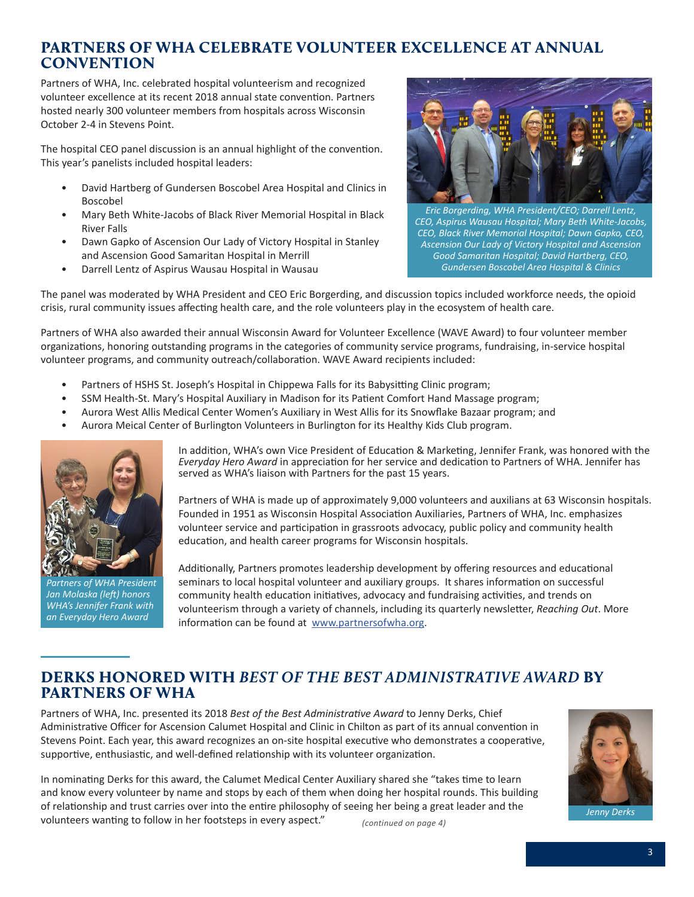## PARTNERS OF WHA CELEBRATE VOLUNTEER EXCELLENCE AT ANNUAL CONVENTION

Partners of WHA, Inc. celebrated hospital volunteerism and recognized volunteer excellence at its recent 2018 annual state convention. Partners hosted nearly 300 volunteer members from hospitals across Wisconsin October 2-4 in Stevens Point.

The hospital CEO panel discussion is an annual highlight of the convention. This year's panelists included hospital leaders:

- David Hartberg of Gundersen Boscobel Area Hospital and Clinics in Boscobel
- Mary Beth White-Jacobs of Black River Memorial Hospital in Black River Falls
- Dawn Gapko of Ascension Our Lady of Victory Hospital in Stanley and Ascension Good Samaritan Hospital in Merrill
- Darrell Lentz of Aspirus Wausau Hospital in Wausau

*Eric Borgerding, WHA President/CEO; Darrell Lentz, CEO, Aspirus Wausau Hospital; Mary Beth White-Jacobs, CEO, Black River Memorial Hospital; Dawn Gapko, CEO, Ascension Our Lady of Victory Hospital and Ascension Good Samaritan Hospital; David Hartberg, CEO, Gundersen Boscobel Area Hospital & Clinics*

The panel was moderated by WHA President and CEO Eric Borgerding, and discussion topics included workforce needs, the opioid crisis, rural community issues affecting health care, and the role volunteers play in the ecosystem of health care.

Partners of WHA also awarded their annual Wisconsin Award for Volunteer Excellence (WAVE Award) to four volunteer member organizations, honoring outstanding programs in the categories of community service programs, fundraising, in-service hospital volunteer programs, and community outreach/collaboration. WAVE Award recipients included:

- Partners of HSHS St. Joseph's Hospital in Chippewa Falls for its Babysitting Clinic program;
- SSM Health-St. Mary's Hospital Auxiliary in Madison for its Patient Comfort Hand Massage program;
- Aurora West Allis Medical Center Women's Auxiliary in West Allis for its Snowflake Bazaar program; and
- Aurora Meical Center of Burlington Volunteers in Burlington for its Healthy Kids Club program.

*Partners of WHA President Jan Molaska (left) honors WHA's Jennifer Frank with an Everyday Hero Award*

In addition, WHA's own Vice President of Education & Marketing, Jennifer Frank, was honored with the *Everyday Hero Award* in appreciation for her service and dedication to Partners of WHA. Jennifer has served as WHA's liaison with Partners for the past 15 years.

Partners of WHA is made up of approximately 9,000 volunteers and auxilians at 63 Wisconsin hospitals. Founded in 1951 as Wisconsin Hospital Association Auxiliaries, Partners of WHA, Inc. emphasizes volunteer service and participation in grassroots advocacy, public policy and community health education, and health career programs for Wisconsin hospitals.

Additionally, Partners promotes leadership development by offering resources and educational seminars to local hospital volunteer and auxiliary groups. It shares information on successful community health education initiatives, advocacy and fundraising activities, and trends on volunteerism through a variety of channels, including its quarterly newsletter, *Reaching Out*. More information can be found at [www.partnersofwha.org](www.partnersofwha.org).

## DERKS HONORED WITH *BEST OF THE BEST ADMINISTRATIVE AWARD* BY PARTNERS OF WHA

Partners of WHA, Inc. presented its 2018 *Best of the Best Administrative Award* to Jenny Derks, Chief Administrative Officer for Ascension Calumet Hospital and Clinic in Chilton as part of its annual convention in Stevens Point. Each year, this award recognizes an on-site hospital executive who demonstrates a cooperative, supportive, enthusiastic, and well-defined relationship with its volunteer organization.

*Jenny Derks*

In nominating Derks for this award, the Calumet Medical Center Auxiliary shared she "takes time to learn and know every volunteer by name and stops by each of them when doing her hospital rounds. This building of relationship and trust carries over into the entire philosophy of seeing her being a great leader and the volunteers wanting to follow in her footsteps in every aspect."

*(continued on page 4)*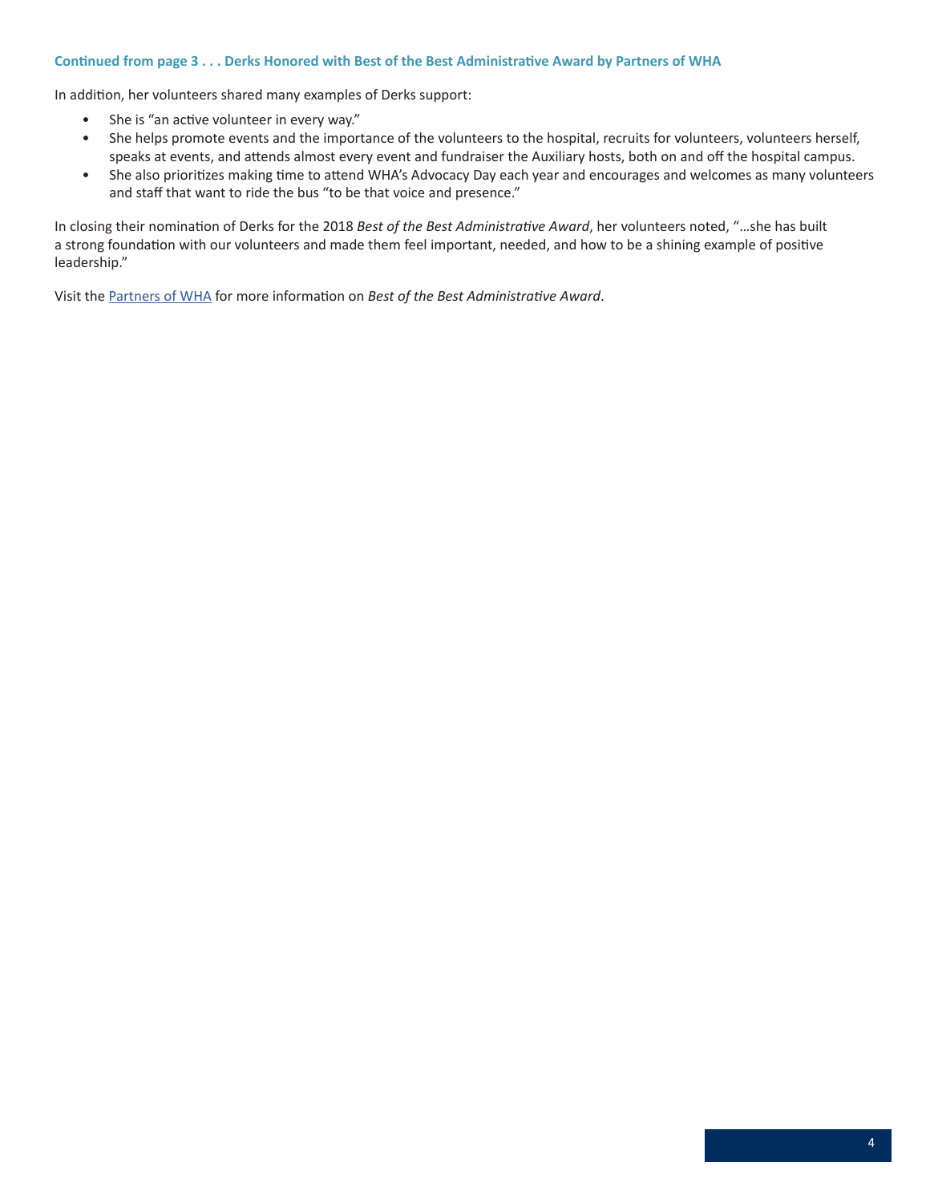**Continued from page 3 . . . Derks Honored with Best of the Best Administrative Award by Partners of WHA**

In addition, her volunteers shared many examples of Derks support:

- She is "an active volunteer in every way."
- She helps promote events and the importance of the volunteers to the hospital, recruits for volunteers, volunteers herself, speaks at events, and attends almost every event and fundraiser the Auxiliary hosts, both on and off the hospital campus.
- She also prioritizes making time to attend WHA's Advocacy Day each year and encourages and welcomes as many volunteers and staff that want to ride the bus "to be that voice and presence."

In closing their nomination of Derks for the 2018 *Best of the Best Administrative Award*, her volunteers noted, "…she has built a strong foundation with our volunteers and made them feel important, needed, and how to be a shining example of positive leadership."

Visit the Partners of WHA for more information on *Best of the Best Administrative Award*.